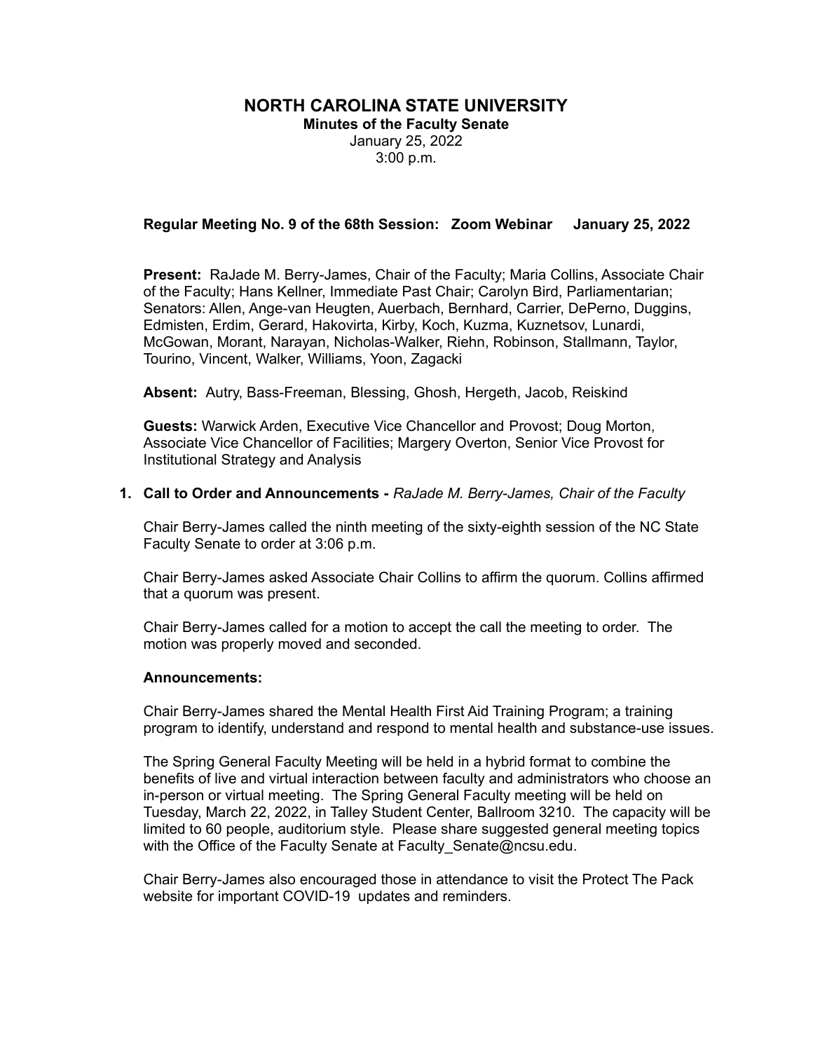# NORTH CAROLINA STATE UNIVERSITY

**Minutes of the Faculty Senate**

January 25, 2022

3:00 p.m.

**Regular Meeting No. 9 of the 68th Session: Zoom Webinar January 25, 2022**

**Present:** RaJade M. Berry-James, Chair of the Faculty; Maria Collins, Associate Chair of the Faculty; Hans Kellner, Immediate Past Chair; Carolyn Bird, Parliamentarian; Senators: Allen, Ange-van Heugten, Auerbach, Bernhard, Carrier, DePerno, Duggins, Edmisten, Erdim, Gerard, Hakovirta, Kirby, Koch, Kuzma, Kuznetsov, Lunardi, McGowan, Morant, Narayan, Nicholas-Walker, Riehn, Robinson, Stallmann, Taylor, Tourino, Vincent, Walker, Williams, Yoon, Zagacki

**Absent:** Autry, Bass-Freeman, Blessing, Ghosh, Hergeth, Jacob, Reiskind

**Guests:** Warwick Arden, Executive Vice Chancellor and Provost; Doug Morton, Associate Vice Chancellor of Facilities; Margery Overton, Senior Vice Provost for Institutional Strategy and Analysis

1. **Call to Order and Announcements -** *RaJade M. Berry-James, Chair of the Faculty*

   Chair Berry-James called the ninth meeting of the sixty-eighth session of the NC State Faculty Senate to order at 3:06 p.m.

   Chair Berry-James asked Associate Chair Collins to affirm the quorum. Collins affirmed that a quorum was present.

   Chair Berry-James called for a motion to accept the call the meeting to order. The motion was properly moved and seconded.

   **Announcements:**

   Chair Berry-James shared the Mental Health First Aid Training Program; a training program to identify, understand and respond to mental health and substance-use issues.

   The Spring General Faculty Meeting will be held in a hybrid format to combine the benefits of live and virtual interaction between faculty and administrators who choose an in-person or virtual meeting. The Spring General Faculty meeting will be held on Tuesday, March 22, 2022, in Talley Student Center, Ballroom 3210. The capacity will be limited to 60 people, auditorium style. Please share suggested general meeting topics with the Office of the Faculty Senate at Faculty_Senate@ncsu.edu.

   Chair Berry-James also encouraged those in attendance to visit the Protect The Pack website for important COVID-19 updates and reminders.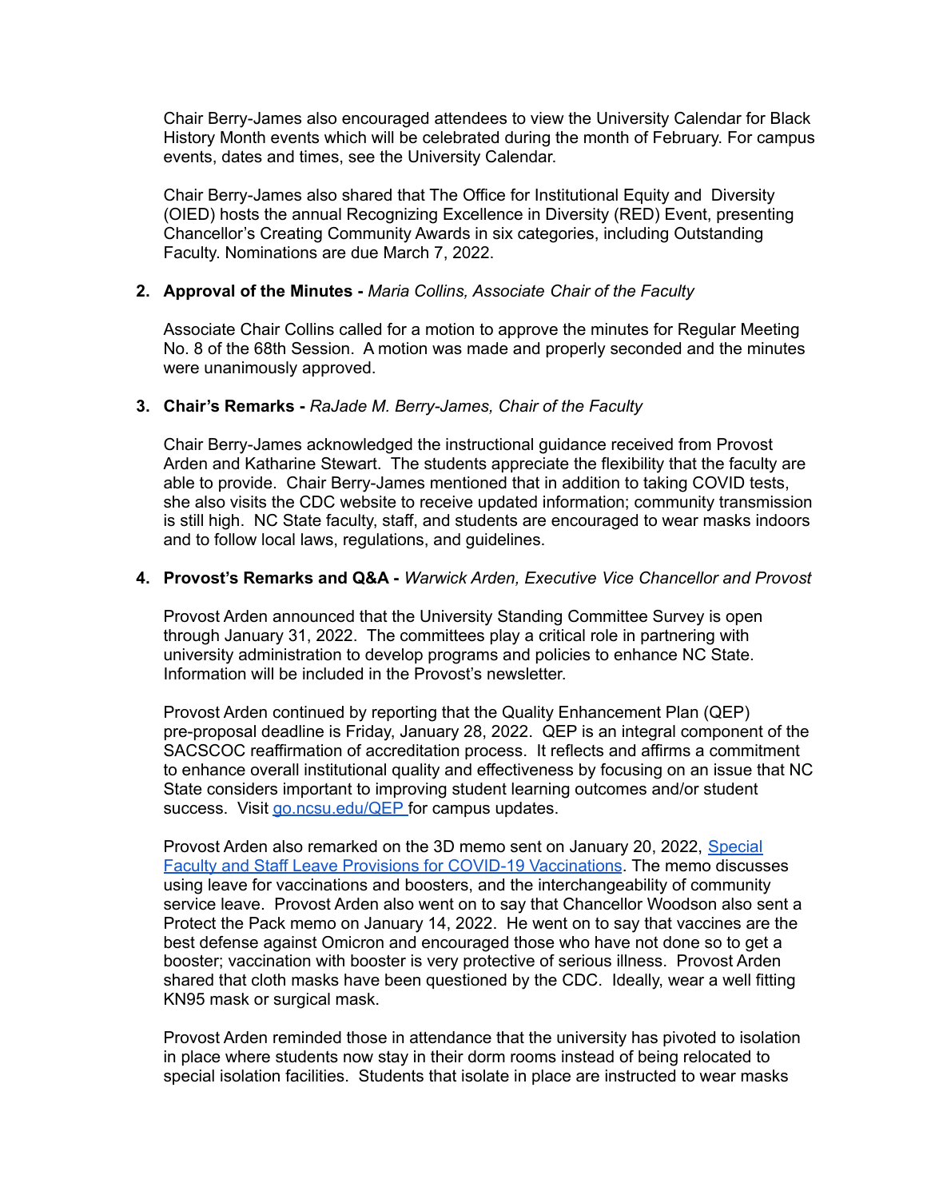Chair Berry-James also encouraged attendees to view the University Calendar for Black History Month events which will be celebrated during the month of February. For campus events, dates and times, see the University Calendar.

Chair Berry-James also shared that The Office for Institutional Equity and Diversity (OIED) hosts the annual Recognizing Excellence in Diversity (RED) Event, presenting Chancellor's Creating Community Awards in six categories, including Outstanding Faculty. Nominations are due March 7, 2022.

2. **Approval of the Minutes -** *Maria Collins, Associate Chair of the Faculty*

   Associate Chair Collins called for a motion to approve the minutes for Regular Meeting No. 8 of the 68th Session. A motion was made and properly seconded and the minutes were unanimously approved.

3. **Chair's Remarks -** *RaJade M. Berry-James, Chair of the Faculty*

   Chair Berry-James acknowledged the instructional guidance received from Provost Arden and Katharine Stewart. The students appreciate the flexibility that the faculty are able to provide. Chair Berry-James mentioned that in addition to taking COVID tests, she also visits the CDC website to receive updated information; community transmission is still high. NC State faculty, staff, and students are encouraged to wear masks indoors and to follow local laws, regulations, and guidelines.

4. **Provost's Remarks and Q&A -** *Warwick Arden, Executive Vice Chancellor and Provost*

   Provost Arden announced that the University Standing Committee Survey is open through January 31, 2022. The committees play a critical role in partnering with university administration to develop programs and policies to enhance NC State. Information will be included in the Provost's newsletter.

   Provost Arden continued by reporting that the Quality Enhancement Plan (QEP) pre-proposal deadline is Friday, January 28, 2022. QEP is an integral component of the SACSCOC reaffirmation of accreditation process. It reflects and affirms a commitment to enhance overall institutional quality and effectiveness by focusing on an issue that NC State considers important to improving student learning outcomes and/or student success. Visit go.ncsu.edu/QEP for campus updates.

   Provost Arden also remarked on the 3D memo sent on January 20, 2022, Special Faculty and Staff Leave Provisions for COVID-19 Vaccinations. The memo discusses using leave for vaccinations and boosters, and the interchangeability of community service leave. Provost Arden also went on to say that Chancellor Woodson also sent a Protect the Pack memo on January 14, 2022. He went on to say that vaccines are the best defense against Omicron and encouraged those who have not done so to get a booster; vaccination with booster is very protective of serious illness. Provost Arden shared that cloth masks have been questioned by the CDC. Ideally, wear a well fitting KN95 mask or surgical mask.

   Provost Arden reminded those in attendance that the university has pivoted to isolation in place where students now stay in their dorm rooms instead of being relocated to special isolation facilities. Students that isolate in place are instructed to wear masks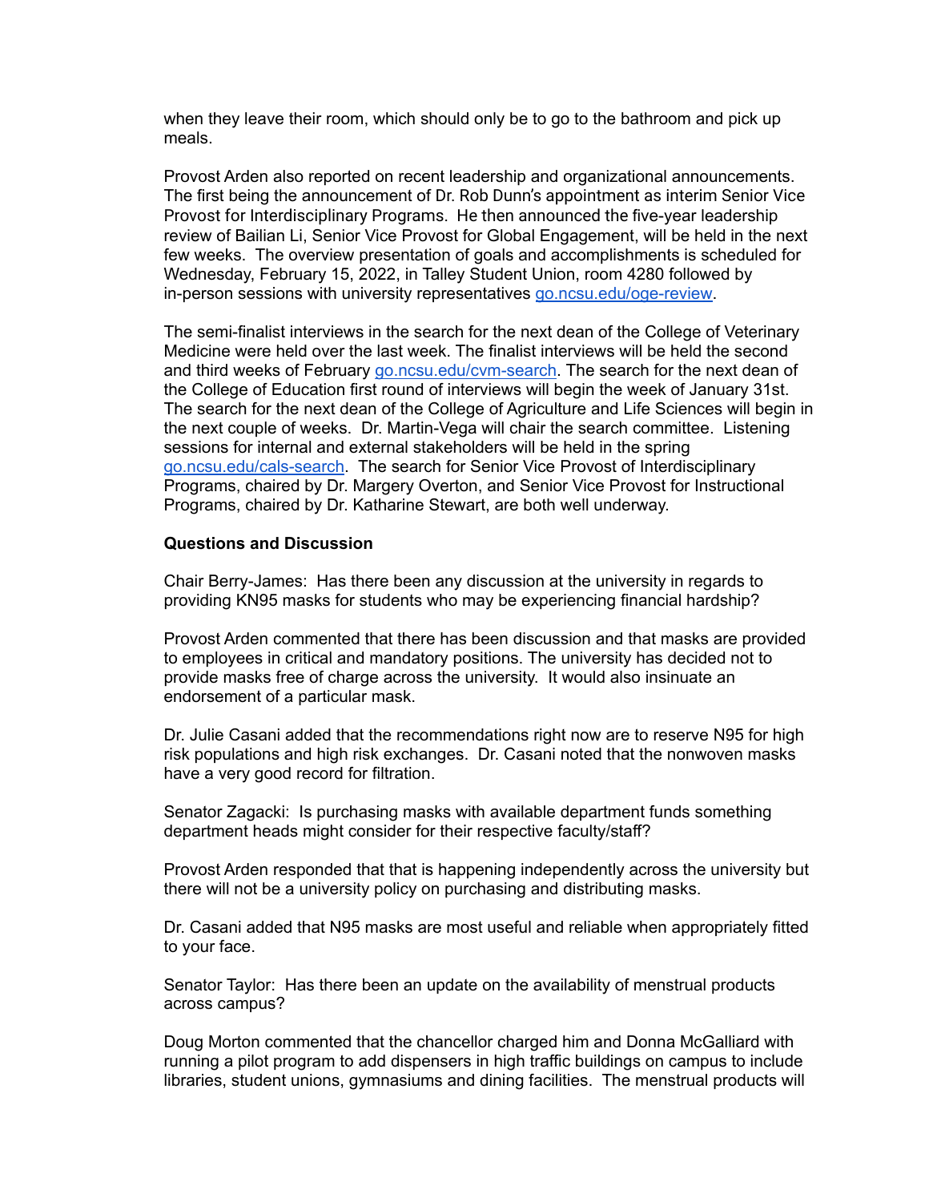when they leave their room, which should only be to go to the bathroom and pick up meals.

Provost Arden also reported on recent leadership and organizational announcements. The first being the announcement of Dr. Rob Dunn's appointment as interim Senior Vice Provost for Interdisciplinary Programs. He then announced the five-year leadership review of Bailian Li, Senior Vice Provost for Global Engagement, will be held in the next few weeks. The overview presentation of goals and accomplishments is scheduled for Wednesday, February 15, 2022, in Talley Student Union, room 4280 followed by in-person sessions with university representatives go.ncsu.edu/oge-review.

The semi-finalist interviews in the search for the next dean of the College of Veterinary Medicine were held over the last week. The finalist interviews will be held the second and third weeks of February go.ncsu.edu/cvm-search. The search for the next dean of the College of Education first round of interviews will begin the week of January 31st. The search for the next dean of the College of Agriculture and Life Sciences will begin in the next couple of weeks. Dr. Martin-Vega will chair the search committee. Listening sessions for internal and external stakeholders will be held in the spring go.ncsu.edu/cals-search. The search for Senior Vice Provost of Interdisciplinary Programs, chaired by Dr. Margery Overton, and Senior Vice Provost for Instructional Programs, chaired by Dr. Katharine Stewart, are both well underway.

**Questions and Discussion**

Chair Berry-James: Has there been any discussion at the university in regards to providing KN95 masks for students who may be experiencing financial hardship?

Provost Arden commented that there has been discussion and that masks are provided to employees in critical and mandatory positions. The university has decided not to provide masks free of charge across the university. It would also insinuate an endorsement of a particular mask.

Dr. Julie Casani added that the recommendations right now are to reserve N95 for high risk populations and high risk exchanges. Dr. Casani noted that the nonwoven masks have a very good record for filtration.

Senator Zagacki: Is purchasing masks with available department funds something department heads might consider for their respective faculty/staff?

Provost Arden responded that that is happening independently across the university but there will not be a university policy on purchasing and distributing masks.

Dr. Casani added that N95 masks are most useful and reliable when appropriately fitted to your face.

Senator Taylor: Has there been an update on the availability of menstrual products across campus?

Doug Morton commented that the chancellor charged him and Donna McGalliard with running a pilot program to add dispensers in high traffic buildings on campus to include libraries, student unions, gymnasiums and dining facilities. The menstrual products will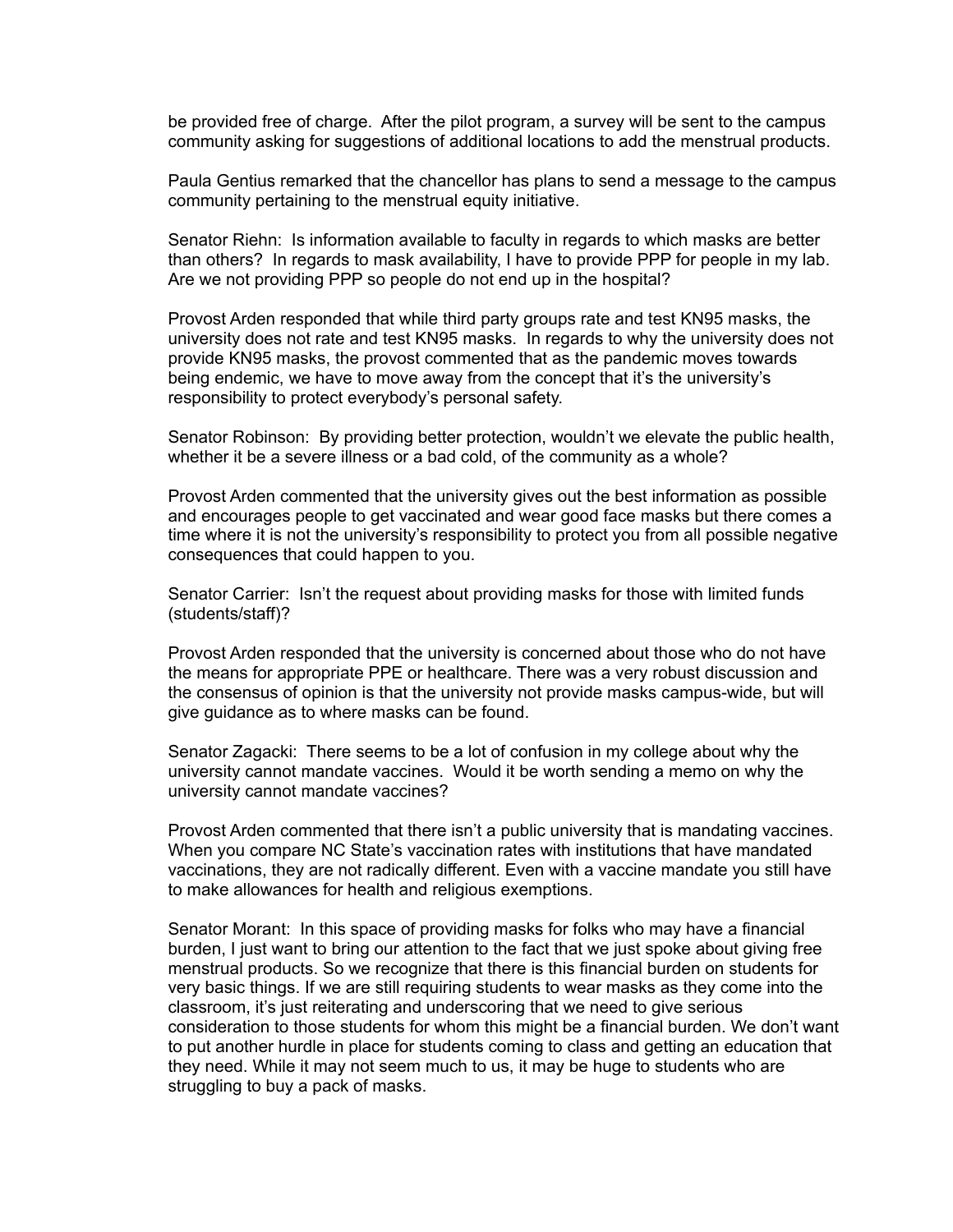be provided free of charge. After the pilot program, a survey will be sent to the campus community asking for suggestions of additional locations to add the menstrual products.

Paula Gentius remarked that the chancellor has plans to send a message to the campus community pertaining to the menstrual equity initiative.

Senator Riehn: Is information available to faculty in regards to which masks are better than others? In regards to mask availability, I have to provide PPP for people in my lab. Are we not providing PPP so people do not end up in the hospital?

Provost Arden responded that while third party groups rate and test KN95 masks, the university does not rate and test KN95 masks. In regards to why the university does not provide KN95 masks, the provost commented that as the pandemic moves towards being endemic, we have to move away from the concept that it's the university's responsibility to protect everybody's personal safety.

Senator Robinson: By providing better protection, wouldn't we elevate the public health, whether it be a severe illness or a bad cold, of the community as a whole?

Provost Arden commented that the university gives out the best information as possible and encourages people to get vaccinated and wear good face masks but there comes a time where it is not the university's responsibility to protect you from all possible negative consequences that could happen to you.

Senator Carrier: Isn't the request about providing masks for those with limited funds (students/staff)?

Provost Arden responded that the university is concerned about those who do not have the means for appropriate PPE or healthcare. There was a very robust discussion and the consensus of opinion is that the university not provide masks campus-wide, but will give guidance as to where masks can be found.

Senator Zagacki: There seems to be a lot of confusion in my college about why the university cannot mandate vaccines. Would it be worth sending a memo on why the university cannot mandate vaccines?

Provost Arden commented that there isn't a public university that is mandating vaccines. When you compare NC State's vaccination rates with institutions that have mandated vaccinations, they are not radically different. Even with a vaccine mandate you still have to make allowances for health and religious exemptions.

Senator Morant: In this space of providing masks for folks who may have a financial burden, I just want to bring our attention to the fact that we just spoke about giving free menstrual products. So we recognize that there is this financial burden on students for very basic things. If we are still requiring students to wear masks as they come into the classroom, it's just reiterating and underscoring that we need to give serious consideration to those students for whom this might be a financial burden. We don't want to put another hurdle in place for students coming to class and getting an education that they need. While it may not seem much to us, it may be huge to students who are struggling to buy a pack of masks.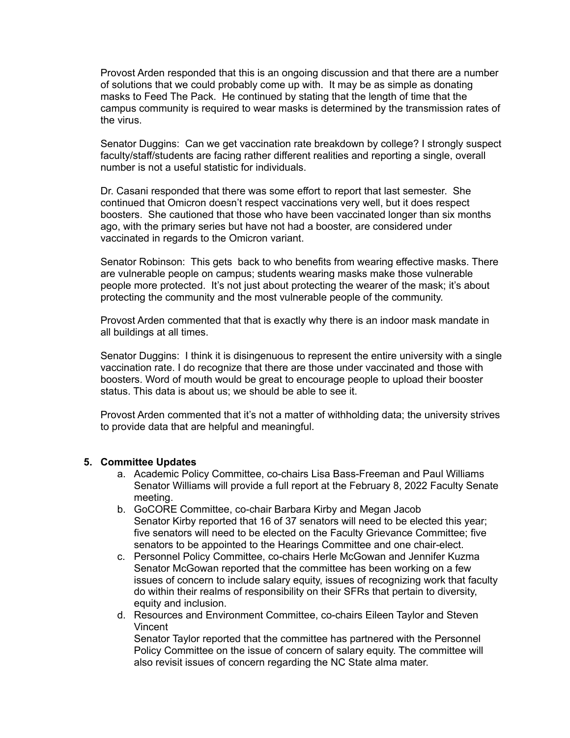Provost Arden responded that this is an ongoing discussion and that there are a number of solutions that we could probably come up with. It may be as simple as donating masks to Feed The Pack. He continued by stating that the length of time that the campus community is required to wear masks is determined by the transmission rates of the virus.

Senator Duggins: Can we get vaccination rate breakdown by college? I strongly suspect faculty/staff/students are facing rather different realities and reporting a single, overall number is not a useful statistic for individuals.

Dr. Casani responded that there was some effort to report that last semester. She continued that Omicron doesn't respect vaccinations very well, but it does respect boosters. She cautioned that those who have been vaccinated longer than six months ago, with the primary series but have not had a booster, are considered under vaccinated in regards to the Omicron variant.

Senator Robinson: This gets back to who benefits from wearing effective masks. There are vulnerable people on campus; students wearing masks make those vulnerable people more protected. It's not just about protecting the wearer of the mask; it's about protecting the community and the most vulnerable people of the community.

Provost Arden commented that that is exactly why there is an indoor mask mandate in all buildings at all times.

Senator Duggins: I think it is disingenuous to represent the entire university with a single vaccination rate. I do recognize that there are those under vaccinated and those with boosters. Word of mouth would be great to encourage people to upload their booster status. This data is about us; we should be able to see it.

Provost Arden commented that it's not a matter of withholding data; the university strives to provide data that are helpful and meaningful.

**5. Committee Updates**

a. Academic Policy Committee, co-chairs Lisa Bass-Freeman and Paul Williams
   Senator Williams will provide a full report at the February 8, 2022 Faculty Senate meeting.

b. GoCORE Committee, co-chair Barbara Kirby and Megan Jacob
   Senator Kirby reported that 16 of 37 senators will need to be elected this year; five senators will need to be elected on the Faculty Grievance Committee; five senators to be appointed to the Hearings Committee and one chair-elect.

c. Personnel Policy Committee, co-chairs Herle McGowan and Jennifer Kuzma
   Senator McGowan reported that the committee has been working on a few issues of concern to include salary equity, issues of recognizing work that faculty do within their realms of responsibility on their SFRs that pertain to diversity, equity and inclusion.

d. Resources and Environment Committee, co-chairs Eileen Taylor and Steven Vincent
   Senator Taylor reported that the committee has partnered with the Personnel Policy Committee on the issue of concern of salary equity. The committee will also revisit issues of concern regarding the NC State alma mater.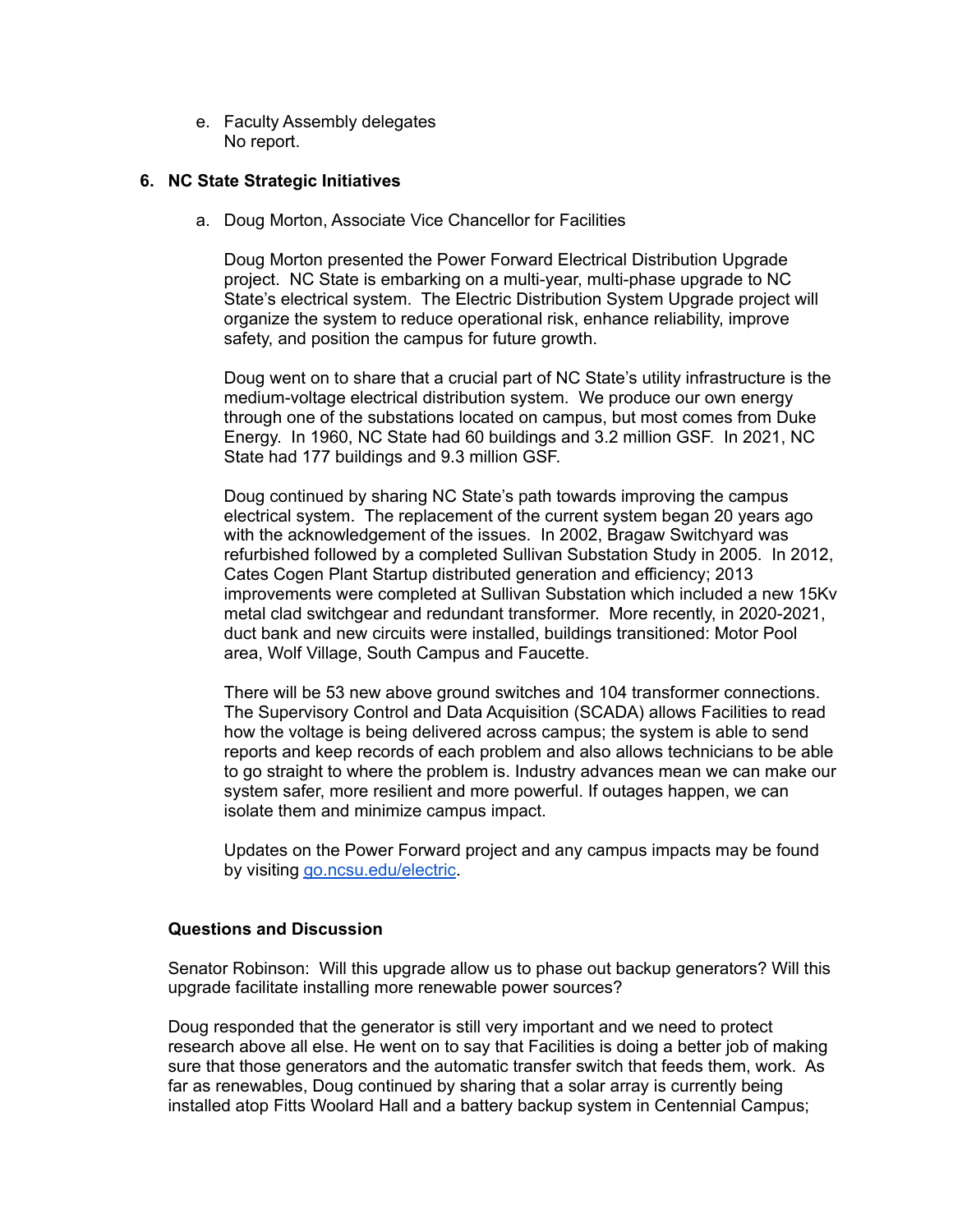e. Faculty Assembly delegates
   No report.

## 6. NC State Strategic Initiatives

a. Doug Morton, Associate Vice Chancellor for Facilities

   Doug Morton presented the Power Forward Electrical Distribution Upgrade project. NC State is embarking on a multi-year, multi-phase upgrade to NC State's electrical system. The Electric Distribution System Upgrade project will organize the system to reduce operational risk, enhance reliability, improve safety, and position the campus for future growth.

   Doug went on to share that a crucial part of NC State's utility infrastructure is the medium-voltage electrical distribution system. We produce our own energy through one of the substations located on campus, but most comes from Duke Energy. In 1960, NC State had 60 buildings and 3.2 million GSF. In 2021, NC State had 177 buildings and 9.3 million GSF.

   Doug continued by sharing NC State's path towards improving the campus electrical system. The replacement of the current system began 20 years ago with the acknowledgement of the issues. In 2002, Bragaw Switchyard was refurbished followed by a completed Sullivan Substation Study in 2005. In 2012, Cates Cogen Plant Startup distributed generation and efficiency; 2013 improvements were completed at Sullivan Substation which included a new 15Kv metal clad switchgear and redundant transformer. More recently, in 2020-2021, duct bank and new circuits were installed, buildings transitioned: Motor Pool area, Wolf Village, South Campus and Faucette.

   There will be 53 new above ground switches and 104 transformer connections. The Supervisory Control and Data Acquisition (SCADA) allows Facilities to read how the voltage is being delivered across campus; the system is able to send reports and keep records of each problem and also allows technicians to be able to go straight to where the problem is. Industry advances mean we can make our system safer, more resilient and more powerful. If outages happen, we can isolate them and minimize campus impact.

   Updates on the Power Forward project and any campus impacts may be found by visiting [go.ncsu.edu/electric](go.ncsu.edu/electric).

**Questions and Discussion**

Senator Robinson: Will this upgrade allow us to phase out backup generators? Will this upgrade facilitate installing more renewable power sources?

Doug responded that the generator is still very important and we need to protect research above all else. He went on to say that Facilities is doing a better job of making sure that those generators and the automatic transfer switch that feeds them, work. As far as renewables, Doug continued by sharing that a solar array is currently being installed atop Fitts Woolard Hall and a battery backup system in Centennial Campus;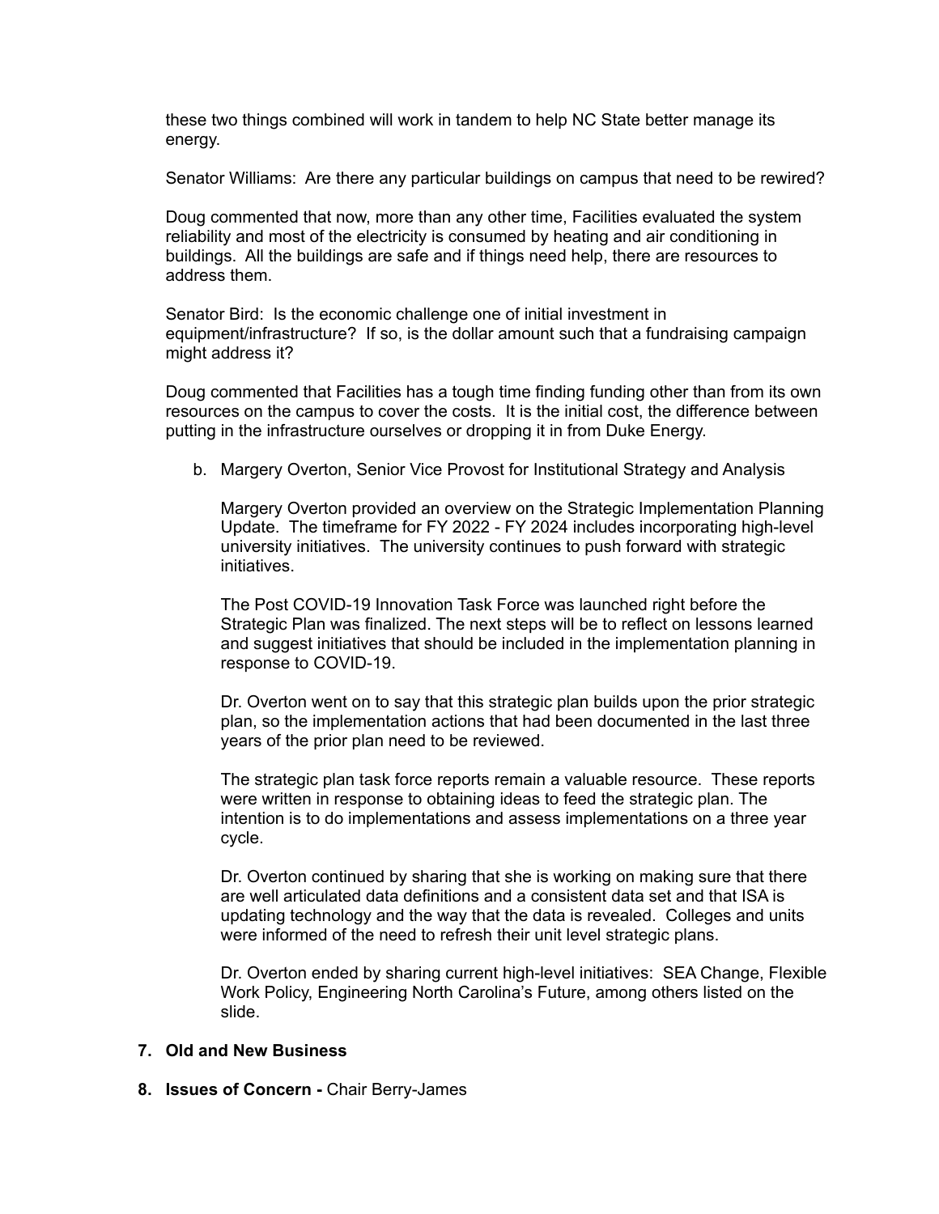these two things combined will work in tandem to help NC State better manage its energy.

Senator Williams: Are there any particular buildings on campus that need to be rewired?

Doug commented that now, more than any other time, Facilities evaluated the system reliability and most of the electricity is consumed by heating and air conditioning in buildings. All the buildings are safe and if things need help, there are resources to address them.

Senator Bird: Is the economic challenge one of initial investment in equipment/infrastructure? If so, is the dollar amount such that a fundraising campaign might address it?

Doug commented that Facilities has a tough time finding funding other than from its own resources on the campus to cover the costs. It is the initial cost, the difference between putting in the infrastructure ourselves or dropping it in from Duke Energy.

b. Margery Overton, Senior Vice Provost for Institutional Strategy and Analysis

Margery Overton provided an overview on the Strategic Implementation Planning Update. The timeframe for FY 2022 - FY 2024 includes incorporating high-level university initiatives. The university continues to push forward with strategic initiatives.

The Post COVID-19 Innovation Task Force was launched right before the Strategic Plan was finalized. The next steps will be to reflect on lessons learned and suggest initiatives that should be included in the implementation planning in response to COVID-19.

Dr. Overton went on to say that this strategic plan builds upon the prior strategic plan, so the implementation actions that had been documented in the last three years of the prior plan need to be reviewed.

The strategic plan task force reports remain a valuable resource. These reports were written in response to obtaining ideas to feed the strategic plan. The intention is to do implementations and assess implementations on a three year cycle.

Dr. Overton continued by sharing that she is working on making sure that there are well articulated data definitions and a consistent data set and that ISA is updating technology and the way that the data is revealed. Colleges and units were informed of the need to refresh their unit level strategic plans.

Dr. Overton ended by sharing current high-level initiatives: SEA Change, Flexible Work Policy, Engineering North Carolina's Future, among others listed on the slide.

**7. Old and New Business**

**8. Issues of Concern -** Chair Berry-James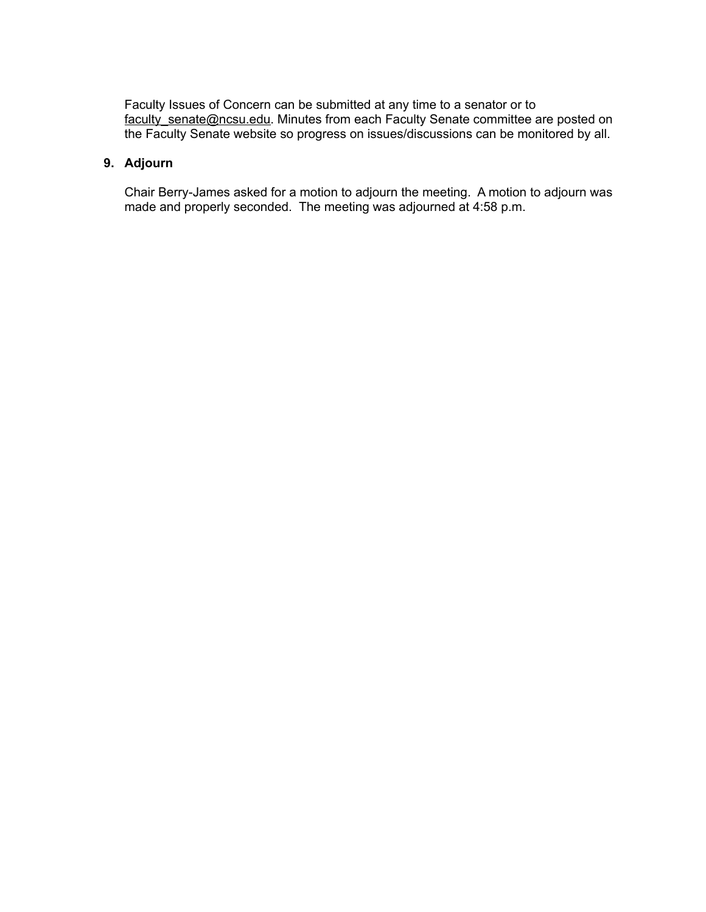Faculty Issues of Concern can be submitted at any time to a senator or to faculty_senate@ncsu.edu. Minutes from each Faculty Senate committee are posted on the Faculty Senate website so progress on issues/discussions can be monitored by all.

### 9. Adjourn

Chair Berry-James asked for a motion to adjourn the meeting. A motion to adjourn was made and properly seconded. The meeting was adjourned at 4:58 p.m.